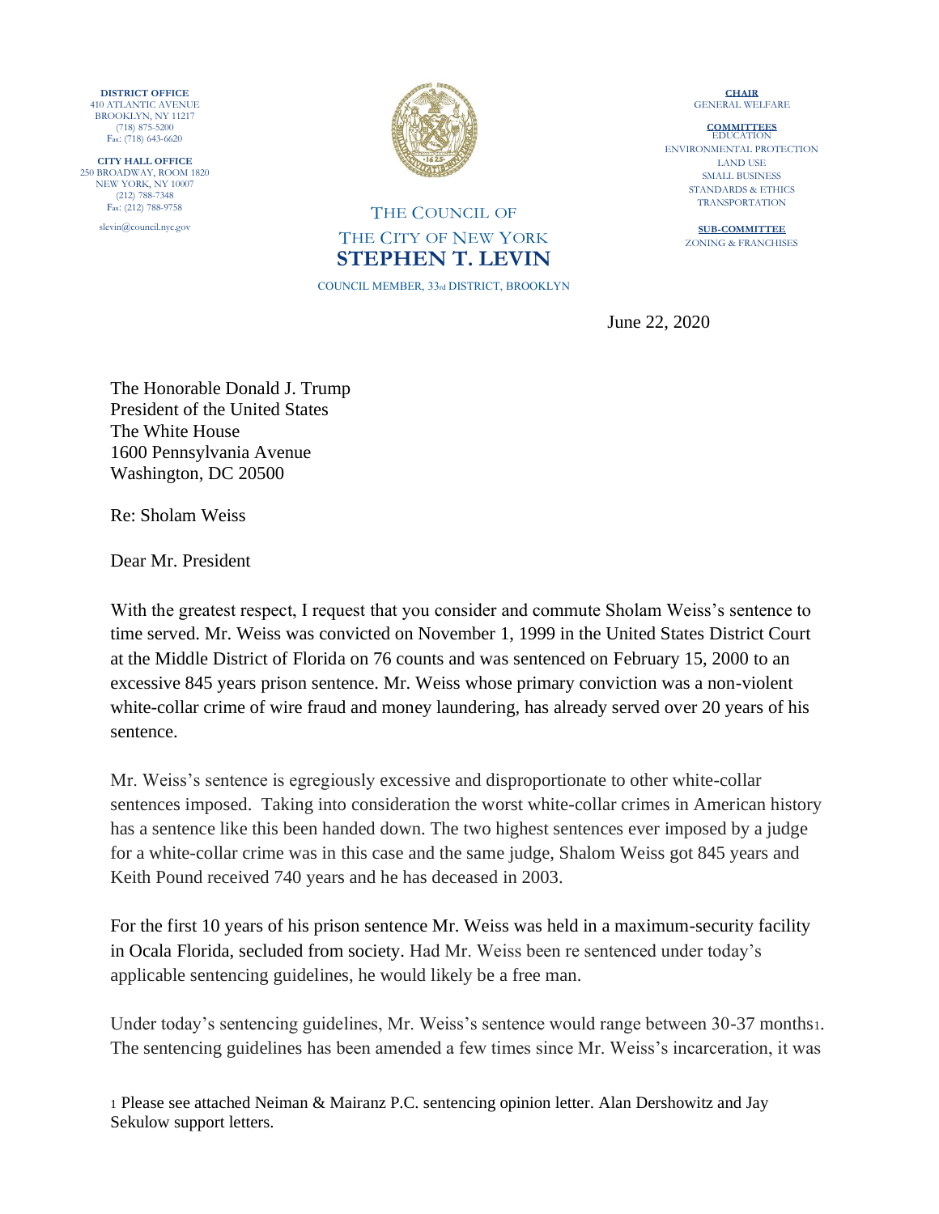**DISTRICT OFFICE**
410 ATLANTIC AVENUE
BROOKLYN, NY 11217
(718) 875-5200
Fax: (718) 643-6620

**CITY HALL OFFICE**
250 BROADWAY, ROOM 1820
NEW YORK, NY 10007
(212) 788-7348
Fax: (212) 788-9758

slevin@council.nyc.gov

THE COUNCIL OF
THE CITY OF NEW YORK
**STEPHEN T. LEVIN**
COUNCIL MEMBER, 33rd DISTRICT, BROOKLYN

**CHAIR**
GENERAL WELFARE

**COMMITTEES**
EDUCATION
ENVIRONMENTAL PROTECTION
LAND USE
SMALL BUSINESS
STANDARDS & ETHICS
TRANSPORTATION

**SUB-COMMITTEE**
ZONING & FRANCHISES

June 22, 2020

The Honorable Donald J. Trump
President of the United States
The White House
1600 Pennsylvania Avenue
Washington, DC 20500

Re: Sholam Weiss

Dear Mr. President

With the greatest respect, I request that you consider and commute Sholam Weiss's sentence to time served. Mr. Weiss was convicted on November 1, 1999 in the United States District Court at the Middle District of Florida on 76 counts and was sentenced on February 15, 2000 to an excessive 845 years prison sentence. Mr. Weiss whose primary conviction was a non-violent white-collar crime of wire fraud and money laundering, has already served over 20 years of his sentence.

Mr. Weiss's sentence is egregiously excessive and disproportionate to other white-collar sentences imposed. Taking into consideration the worst white-collar crimes in American history has a sentence like this been handed down. The two highest sentences ever imposed by a judge for a white-collar crime was in this case and the same judge, Shalom Weiss got 845 years and Keith Pound received 740 years and he has deceased in 2003.

For the first 10 years of his prison sentence Mr. Weiss was held in a maximum-security facility in Ocala Florida, secluded from society. Had Mr. Weiss been re sentenced under today's applicable sentencing guidelines, he would likely be a free man.

Under today's sentencing guidelines, Mr. Weiss's sentence would range between 30-37 months[1]. The sentencing guidelines has been amended a few times since Mr. Weiss's incarceration, it was

[1] Please see attached Neiman & Mairanz P.C. sentencing opinion letter. Alan Dershowitz and Jay Sekulow support letters.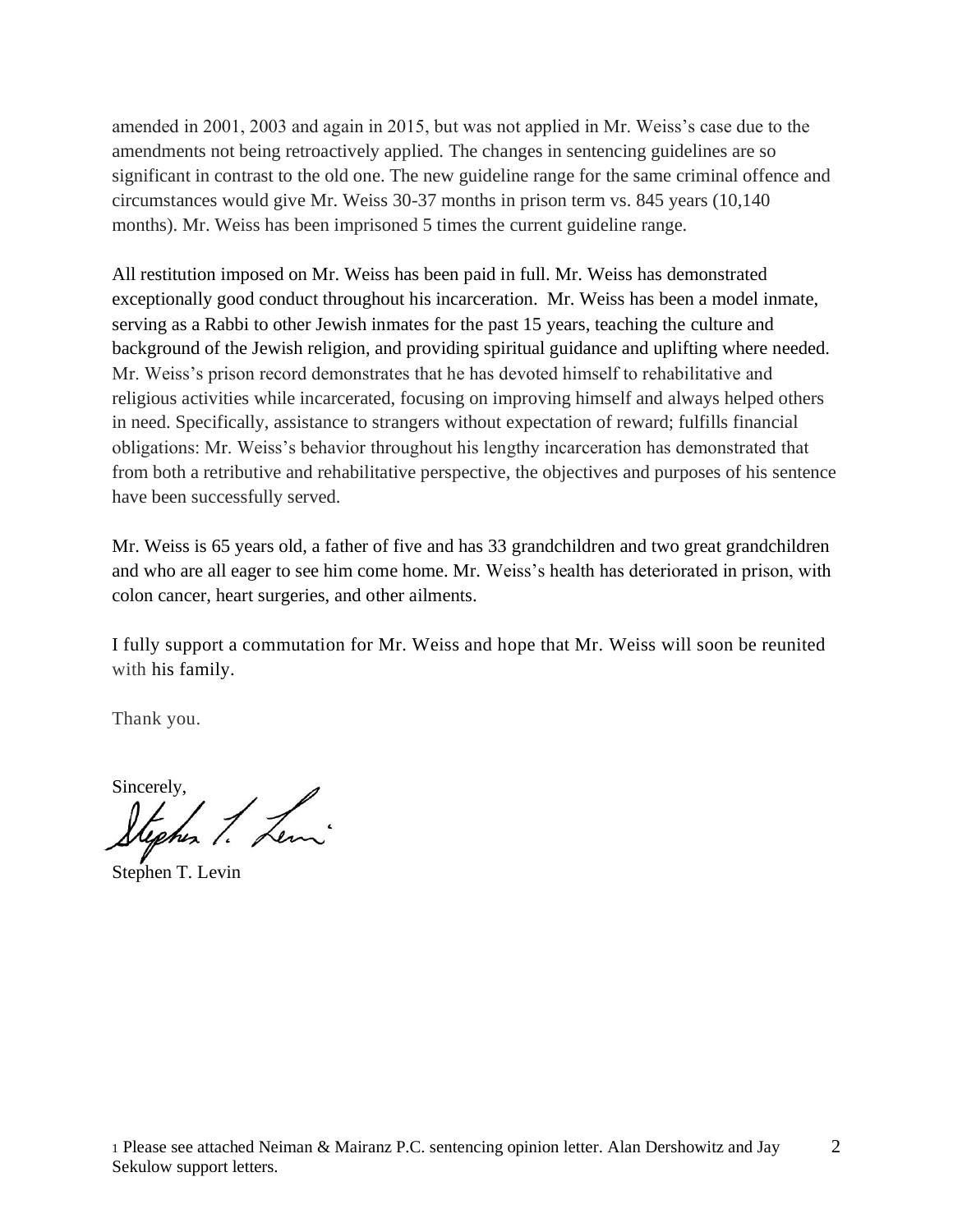amended in 2001, 2003 and again in 2015, but was not applied in Mr. Weiss's case due to the amendments not being retroactively applied. The changes in sentencing guidelines are so significant in contrast to the old one. The new guideline range for the same criminal offence and circumstances would give Mr. Weiss 30-37 months in prison term vs. 845 years (10,140 months). Mr. Weiss has been imprisoned 5 times the current guideline range.

All restitution imposed on Mr. Weiss has been paid in full. Mr. Weiss has demonstrated exceptionally good conduct throughout his incarceration. Mr. Weiss has been a model inmate, serving as a Rabbi to other Jewish inmates for the past 15 years, teaching the culture and background of the Jewish religion, and providing spiritual guidance and uplifting where needed. Mr. Weiss's prison record demonstrates that he has devoted himself to rehabilitative and religious activities while incarcerated, focusing on improving himself and always helped others in need. Specifically, assistance to strangers without expectation of reward; fulfills financial obligations: Mr. Weiss's behavior throughout his lengthy incarceration has demonstrated that from both a retributive and rehabilitative perspective, the objectives and purposes of his sentence have been successfully served.

Mr. Weiss is 65 years old, a father of five and has 33 grandchildren and two great grandchildren and who are all eager to see him come home. Mr. Weiss's health has deteriorated in prison, with colon cancer, heart surgeries, and other ailments.

I fully support a commutation for Mr. Weiss and hope that Mr. Weiss will soon be reunited with his family.

Thank you.

Sincerely,

Stephen T. Levin

[1] Please see attached Neiman & Mairanz P.C. sentencing opinion letter. Alan Dershowitz and Jay Sekulow support letters.